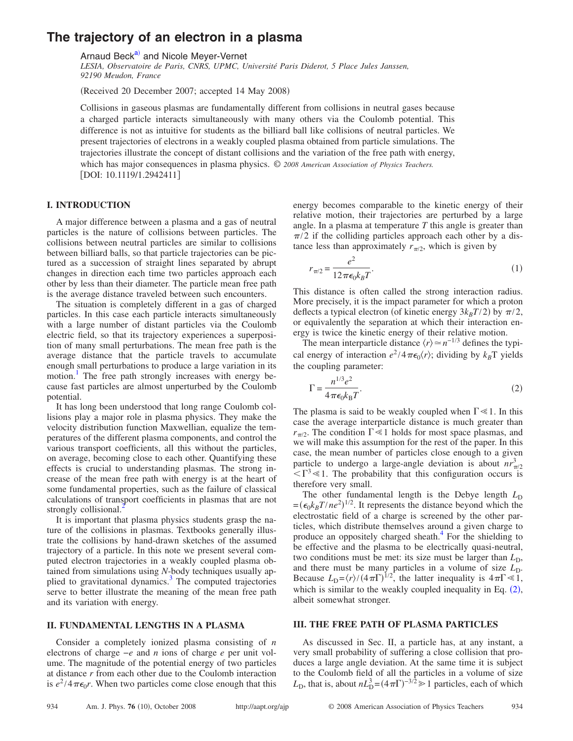# The trajectory of an electron in a plasma

Arnaud Beck[a] and Nicole Meyer-Vernet

*LESIA, Observatoire de Paris, CNRS, UPMC, Université Paris Diderot, 5 Place Jules Janssen, 92190 Meudon, France*

(Received 20 December 2007; accepted 14 May 2008)

Collisions in gaseous plasmas are fundamentally different from collisions in neutral gases because a charged particle interacts simultaneously with many others via the Coulomb potential. This difference is not as intuitive for students as the billiard ball like collisions of neutral particles. We present trajectories of electrons in a weakly coupled plasma obtained from particle simulations. The trajectories illustrate the concept of distant collisions and the variation of the free path with energy, which has major consequences in plasma physics. © *2008 American Association of Physics Teachers.*

[DOI: 10.1119/1.2942411]

## I. INTRODUCTION

A major difference between a plasma and a gas of neutral particles is the nature of collisions between particles. The collisions between neutral particles are similar to collisions between billiard balls, so that particle trajectories can be pictured as a succession of straight lines separated by abrupt changes in direction each time two particles approach each other by less than their diameter. The particle mean free path is the average distance traveled between such encounters.

The situation is completely different in a gas of charged particles. In this case each particle interacts simultaneously with a large number of distant particles via the Coulomb electric field, so that its trajectory experiences a superposition of many small perturbations. The mean free path is the average distance that the particle travels to accumulate enough small perturbations to produce a large variation in its motion.[1] The free path strongly increases with energy because fast particles are almost unperturbed by the Coulomb potential.

It has long been understood that long range Coulomb collisions play a major role in plasma physics. They make the velocity distribution function Maxwellian, equalize the temperatures of the different plasma components, and control the various transport coefficients, all this without the particles, on average, becoming close to each other. Quantifying these effects is crucial to understanding plasmas. The strong increase of the mean free path with energy is at the heart of some fundamental properties, such as the failure of classical calculations of transport coefficients in plasmas that are not strongly collisional.[2]

It is important that plasma physics students grasp the nature of the collisions in plasmas. Textbooks generally illustrate the collisions by hand-drawn sketches of the assumed trajectory of a particle. In this note we present several computed electron trajectories in a weakly coupled plasma obtained from simulations using *N*-body techniques usually applied to gravitational dynamics.[3] The computed trajectories serve to better illustrate the meaning of the mean free path and its variation with energy.

## II. FUNDAMENTAL LENGTHS IN A PLASMA

Consider a completely ionized plasma consisting of $n$ electrons of charge $-e$ and $n$ ions of charge $e$ per unit volume. The magnitude of the potential energy of two particles at distance $r$ from each other due to the Coulomb interaction is $e^2/4\pi\epsilon_0 r$. When two particles come close enough that this energy becomes comparable to the kinetic energy of their relative motion, their trajectories are perturbed by a large angle. In a plasma at temperature $T$ this angle is greater than $\pi/2$ if the colliding particles approach each other by a distance less than approximately $r_{\pi/2}$, which is given by

$$r_{\pi/2} = \frac{e^2}{12\pi\epsilon_0 k_B T}. \tag{1}$$

This distance is often called the strong interaction radius. More precisely, it is the impact parameter for which a proton deflects a typical electron (of kinetic energy $3k_BT/2$) by $\pi/2$, or equivalently the separation at which their interaction energy is twice the kinetic energy of their relative motion.

The mean interparticle distance $\langle r\rangle \simeq n^{-1/3}$ defines the typical energy of interaction $e^2/4\pi\epsilon_0\langle r\rangle$; dividing by $k_B$T yields the coupling parameter:

$$\Gamma = \frac{n^{1/3}e^2}{4\pi\epsilon_0 k_B T}. \tag{2}$$

The plasma is said to be weakly coupled when $\Gamma \ll 1$. In this case the average interparticle distance is much greater than $r_{\pi/2}$. The condition $\Gamma \ll 1$ holds for most space plasmas, and we will make this assumption for the rest of the paper. In this case, the mean number of particles close enough to a given particle to undergo a large-angle deviation is about $nr_{\pi/2}^3 < \Gamma^3 \ll 1$. The probability that this configuration occurs is therefore very small.

The other fundamental length is the Debye length $L_D = (\epsilon_0 k_B T/ne^2)^{1/2}$. It represents the distance beyond which the electrostatic field of a charge is screened by the other particles, which distribute themselves around a given charge to produce an oppositely charged sheath.[4] For the shielding to be effective and the plasma to be electrically quasi-neutral, two conditions must be met: its size must be larger than $L_D$, and there must be many particles in a volume of size $L_D$. Because $L_D = \langle r\rangle/(4\pi\Gamma)^{1/2}$, the latter inequality is $4\pi\Gamma \ll 1$, which is similar to the weakly coupled inequality in Eq. (2), albeit somewhat stronger.

## III. THE FREE PATH OF PLASMA PARTICLES

As discussed in Sec. II, a particle has, at any instant, a very small probability of suffering a close collision that produces a large angle deviation. At the same time it is subject to the Coulomb field of all the particles in a volume of size $L_D$, that is, about $nL_D^3 = (4\pi\Gamma)^{-3/2} \gg 1$ particles, each of which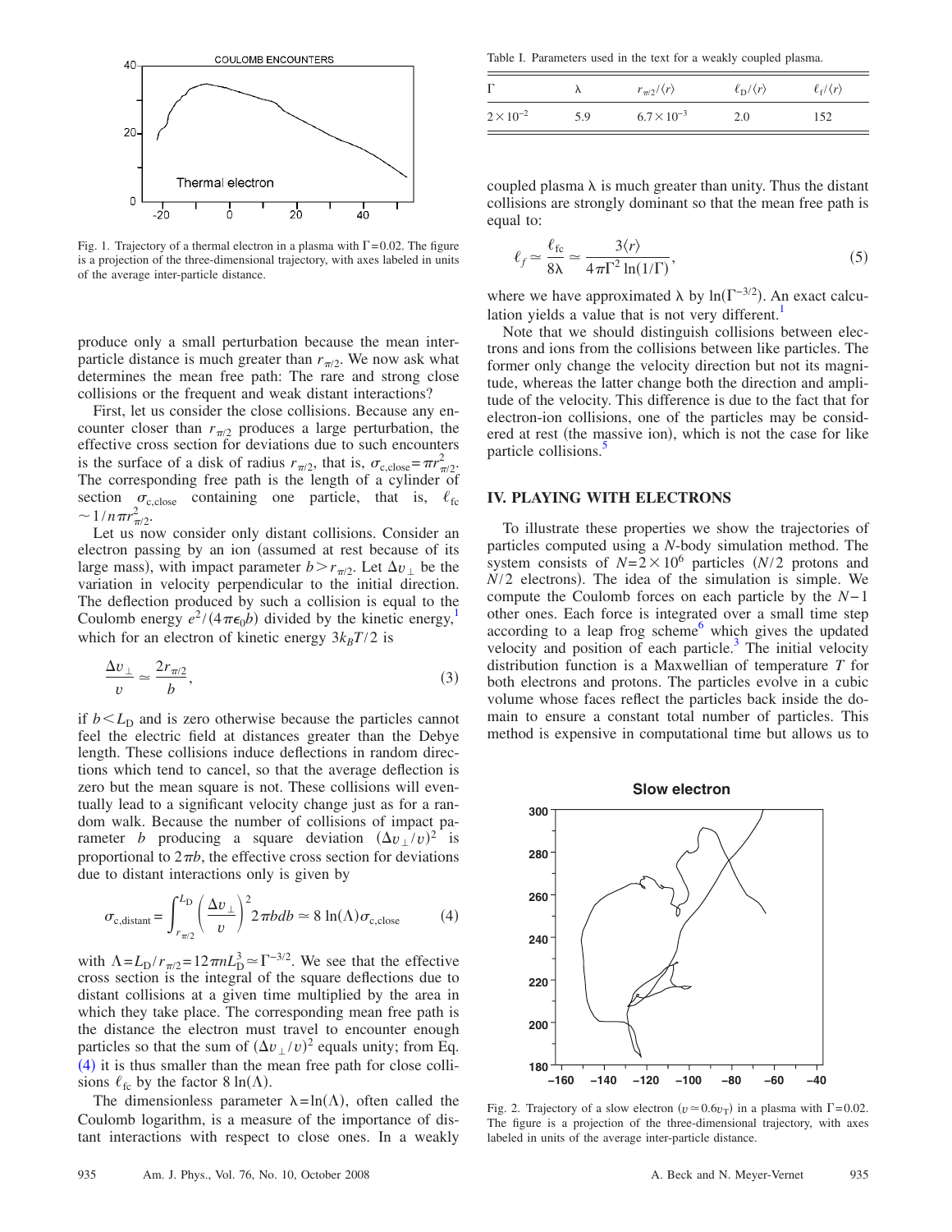Fig. 1. Trajectory of a thermal electron in a plasma with $\Gamma=0.02$. The figure is a projection of the three-dimensional trajectory, with axes labeled in units of the average inter-particle distance.

produce only a small perturbation because the mean inter-particle distance is much greater than $r_{\pi/2}$. We now ask what determines the mean free path: The rare and strong close collisions or the frequent and weak distant interactions?

First, let us consider the close collisions. Because any encounter closer than $r_{\pi/2}$ produces a large perturbation, the effective cross section for deviations due to such encounters is the surface of a disk of radius $r_{\pi/2}$, that is, $\sigma_{\mathrm{c,close}}=\pi r_{\pi/2}^2$. The corresponding free path is the length of a cylinder of section $\sigma_{\mathrm{c,close}}$ containing one particle, that is, $\ell_{\mathrm{fc}} \sim 1/n\pi r_{\pi/2}^2$.

Let us now consider only distant collisions. Consider an electron passing by an ion (assumed at rest because of its large mass), with impact parameter $b>r_{\pi/2}$. Let $\Delta v_\perp$ be the variation in velocity perpendicular to the initial direction. The deflection produced by such a collision is equal to the Coulomb energy $e^2/(4\pi\epsilon_0 b)$ divided by the kinetic energy,[1] which for an electron of kinetic energy $3k_BT/2$ is

$$\frac{\Delta v_\perp}{v} \simeq \frac{2r_{\pi/2}}{b}, \tag{3}$$

if $b<L_{\mathrm{D}}$ and is zero otherwise because the particles cannot feel the electric field at distances greater than the Debye length. These collisions induce deflections in random directions which tend to cancel, so that the average deflection is zero but the mean square is not. These collisions will eventually lead to a significant velocity change just as for a random walk. Because the number of collisions of impact parameter $b$ producing a square deviation $(\Delta v_\perp/v)^2$ is proportional to $2\pi b$, the effective cross section for deviations due to distant interactions only is given by

$$\sigma_{\mathrm{c,distant}}=\int_{r_{\pi/2}}^{L_{\mathrm{D}}}\left(\frac{\Delta v_\perp}{v}\right)^2 2\pi b db \simeq 8\ln(\Lambda)\sigma_{\mathrm{c,close}} \tag{4}$$

with $\Lambda=L_{\mathrm{D}}/r_{\pi/2}=12\pi n L_{\mathrm{D}}^3 \simeq \Gamma^{-3/2}$. We see that the effective cross section is the integral of the square deflections due to distant collisions at a given time multiplied by the area in which they take place. The corresponding mean free path is the distance the electron must travel to encounter enough particles so that the sum of $(\Delta v_\perp/v)^2$ equals unity; from Eq. (4) it is thus smaller than the mean free path for close collisions $\ell_{\mathrm{fc}}$ by the factor $8\ln(\Lambda)$.

The dimensionless parameter $\lambda=\ln(\Lambda)$, often called the Coulomb logarithm, is a measure of the importance of distant interactions with respect to close ones. In a weakly coupled plasma $\lambda$ is much greater than unity. Thus the distant collisions are strongly dominant so that the mean free path is equal to:

Table I. Parameters used in the text for a weakly coupled plasma.

| $\Gamma$ | $\lambda$ | $r_{\pi/2}/\langle r\rangle$ | $\ell_{\mathrm{D}}/\langle r\rangle$ | $\ell_{\mathrm{f}}/\langle r\rangle$ |
|---|---|---|---|---|
| $2\times10^{-2}$ | 5.9 | $6.7\times10^{-3}$ | 2.0 | 152 |

$$\ell_f \simeq \frac{\ell_{\mathrm{fc}}}{8\lambda} \simeq \frac{3\langle r\rangle}{4\pi\Gamma^2\ln(1/\Gamma)}, \tag{5}$$

where we have approximated $\lambda$ by $\ln(\Gamma^{-3/2})$. An exact calculation yields a value that is not very different.[1]

Note that we should distinguish collisions between electrons and ions from the collisions between like particles. The former only change the velocity direction but not its magnitude, whereas the latter change both the direction and amplitude of the velocity. This difference is due to the fact that for electron-ion collisions, one of the particles may be considered at rest (the massive ion), which is not the case for like particle collisions.[5]

## IV. PLAYING WITH ELECTRONS

To illustrate these properties we show the trajectories of particles computed using a $N$-body simulation method. The system consists of $N=2\times10^6$ particles ($N/2$ protons and $N/2$ electrons). The idea of the simulation is simple. We compute the Coulomb forces on each particle by the $N-1$ other ones. Each force is integrated over a small time step according to a leap frog scheme[6] which gives the updated velocity and position of each particle.[3] The initial velocity distribution function is a Maxwellian of temperature $T$ for both electrons and protons. The particles evolve in a cubic volume whose faces reflect the particles back inside the domain to ensure a constant total number of particles. This method is expensive in computational time but allows us to

Fig. 2. Trajectory of a slow electron ($v \simeq 0.6v_T$) in a plasma with $\Gamma=0.02$. The figure is a projection of the three-dimensional trajectory, with axes labeled in units of the average inter-particle distance.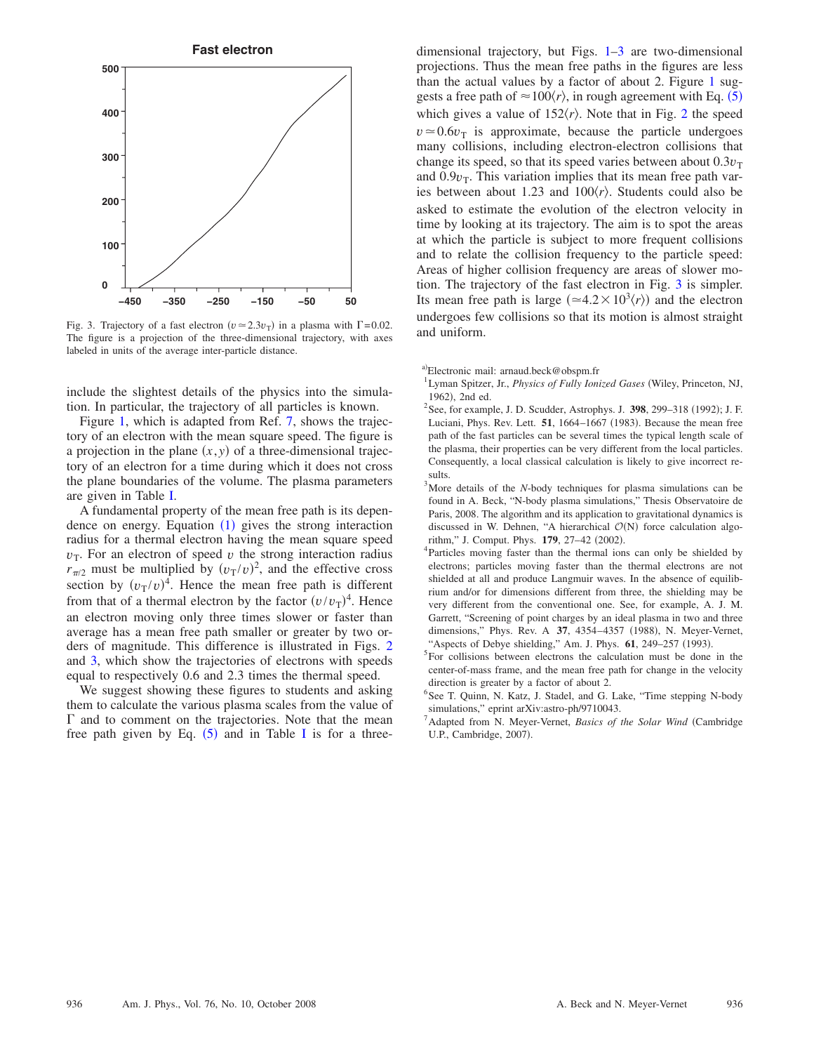Fast electron

500

400

300

200

100

0

−450 −350 −250 −150 −50 50

Fig. 3. Trajectory of a fast electron ($v \simeq 2.3 v_T$) in a plasma with $\Gamma = 0.02$. The figure is a projection of the three-dimensional trajectory, with axes labeled in units of the average inter-particle distance.

include the slightest details of the physics into the simulation. In particular, the trajectory of all particles is known.

Figure 1, which is adapted from Ref. 7, shows the trajectory of an electron with the mean square speed. The figure is a projection in the plane $(x,y)$ of a three-dimensional trajectory of an electron for a time during which it does not cross the plane boundaries of the volume. The plasma parameters are given in Table I.

A fundamental property of the mean free path is its dependence on energy. Equation (1) gives the strong interaction radius for a thermal electron having the mean square speed $v_T$. For an electron of speed $v$ the strong interaction radius $r_{\pi/2}$ must be multiplied by $(v_T/v)^2$, and the effective cross section by $(v_T/v)^4$. Hence the mean free path is different from that of a thermal electron by the factor $(v/v_T)^4$. Hence an electron moving only three times slower or faster than average has a mean free path smaller or greater by two orders of magnitude. This difference is illustrated in Figs. 2 and 3, which show the trajectories of electrons with speeds equal to respectively 0.6 and 2.3 times the thermal speed.

We suggest showing these figures to students and asking them to calculate the various plasma scales from the value of $\Gamma$ and to comment on the trajectories. Note that the mean free path given by Eq. (5) and in Table I is for a three-dimensional trajectory, but Figs. 1–3 are two-dimensional projections. Thus the mean free paths in the figures are less than the actual values by a factor of about 2. Figure 1 suggests a free path of $\approx 100\langle r\rangle$, in rough agreement with Eq. (5) which gives a value of $152\langle r\rangle$. Note that in Fig. 2 the speed $v \simeq 0.6 v_T$ is approximate, because the particle undergoes many collisions, including electron-electron collisions that change its speed, so that its speed varies between about $0.3 v_T$ and $0.9 v_T$. This variation implies that its mean free path varies between about 1.23 and $100\langle r\rangle$. Students could also be asked to estimate the evolution of the electron velocity in time by looking at its trajectory. The aim is to spot the areas at which the particle is subject to more frequent collisions and to relate the collision frequency to the particle speed: Areas of higher collision frequency are areas of slower motion. The trajectory of the fast electron in Fig. 3 is simpler. Its mean free path is large ($\simeq 4.2 \times 10^3 \langle r\rangle$) and the electron undergoes few collisions so that its motion is almost straight and uniform.

[a]Electronic mail: arnaud.beck@obspm.fr

[1]Lyman Spitzer, Jr., *Physics of Fully Ionized Gases* (Wiley, Princeton, NJ, 1962), 2nd ed.

[2]See, for example, J. D. Scudder, Astrophys. J. **398**, 299–318 (1992); J. F. Luciani, Phys. Rev. Lett. **51**, 1664–1667 (1983). Because the mean free path of the fast particles can be several times the typical length scale of the plasma, their properties can be very different from the local particles. Consequently, a local classical calculation is likely to give incorrect results.

[3]More details of the $N$-body techniques for plasma simulations can be found in A. Beck, "N-body plasma simulations," Thesis Observatoire de Paris, 2008. The algorithm and its application to gravitational dynamics is discussed in W. Dehnen, "A hierarchical $\mathcal{O}(N)$ force calculation algorithm," J. Comput. Phys. **179**, 27–42 (2002).

[4]Particles moving faster than the thermal ions can only be shielded by electrons; particles moving faster than the thermal electrons are not shielded at all and produce Langmuir waves. In the absence of equilibrium and/or for dimensions different from three, the shielding may be very different from the conventional one. See, for example, A. J. M. Garrett, "Screening of point charges by an ideal plasma in two and three dimensions," Phys. Rev. A **37**, 4354–4357 (1988), N. Meyer-Vernet, "Aspects of Debye shielding," Am. J. Phys. **61**, 249–257 (1993).

[5]For collisions between electrons the calculation must be done in the center-of-mass frame, and the mean free path for change in the velocity direction is greater by a factor of about 2.

[6]See T. Quinn, N. Katz, J. Stadel, and G. Lake, "Time stepping N-body simulations," eprint arXiv:astro-ph/9710043.

[7]Adapted from N. Meyer-Vernet, *Basics of the Solar Wind* (Cambridge U.P., Cambridge, 2007).